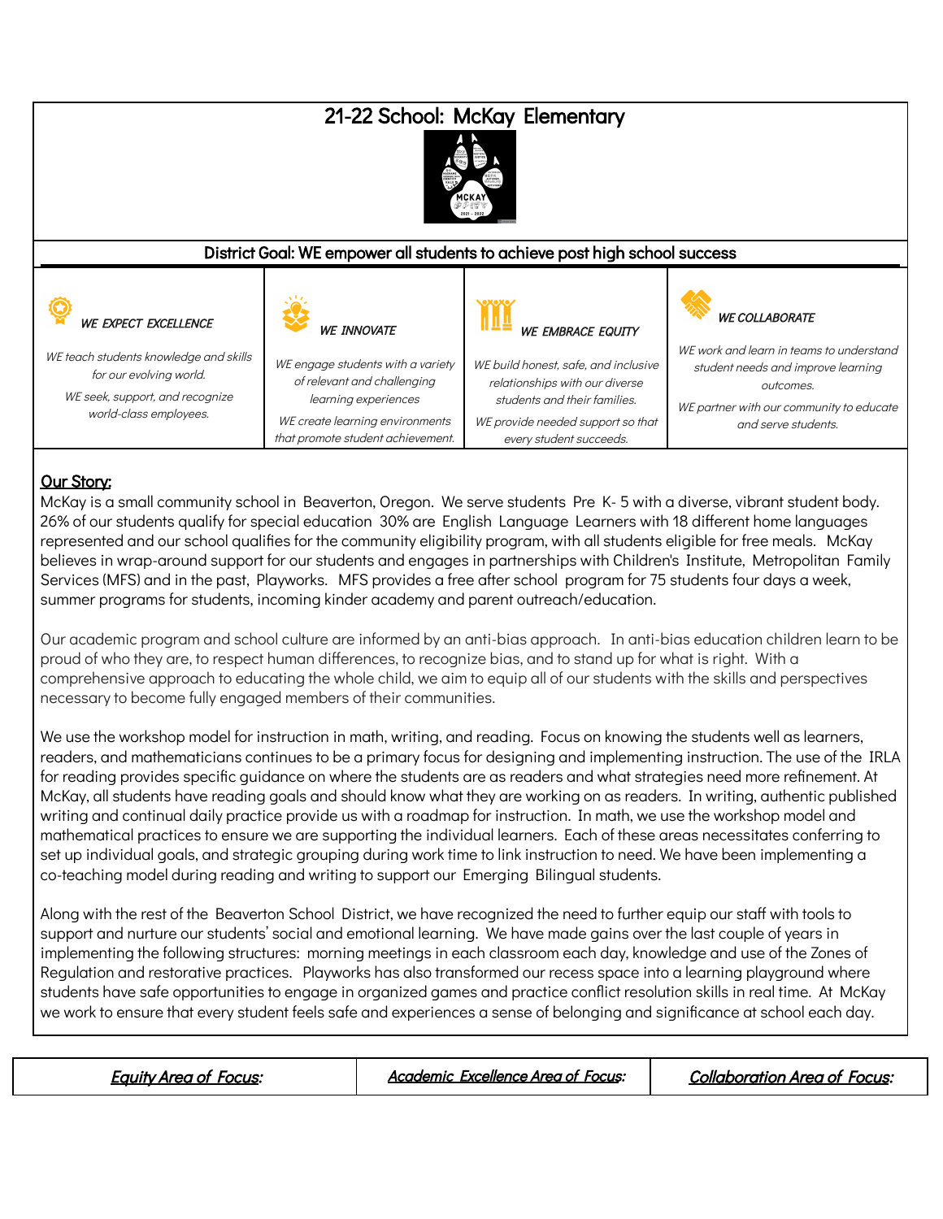# 21-22 School: McKay Elementary

**District Goal: WE empower all students to achieve post high school success**

| *WE EXPECT EXCELLENCE* | *WE INNOVATE* | *WE EMBRACE EQUITY* | *WE COLLABORATE* |
|---|---|---|---|
| *WE teach students knowledge and skills for our evolving world.* *WE seek, support, and recognize world-class employees.* | *WE engage students with a variety of relevant and challenging learning experiences* *WE create learning environments that promote student achievement.* | *WE build honest, safe, and inclusive relationships with our diverse students and their families.* *WE provide needed support so that every student succeeds.* | *WE work and learn in teams to understand student needs and improve learning outcomes.* *WE partner with our community to educate and serve students.* |

## Our Story:

McKay is a small community school in Beaverton, Oregon. We serve students Pre K- 5 with a diverse, vibrant student body. 26% of our students qualify for special education 30% are English Language Learners with 18 different home languages represented and our school qualifies for the community eligibility program, with all students eligible for free meals. McKay believes in wrap-around support for our students and engages in partnerships with Children's Institute, Metropolitan Family Services (MFS) and in the past, Playworks. MFS provides a free after school program for 75 students four days a week, summer programs for students, incoming kinder academy and parent outreach/education.

Our academic program and school culture are informed by an anti-bias approach. In anti-bias education children learn to be proud of who they are, to respect human differences, to recognize bias, and to stand up for what is right. With a comprehensive approach to educating the whole child, we aim to equip all of our students with the skills and perspectives necessary to become fully engaged members of their communities.

We use the workshop model for instruction in math, writing, and reading. Focus on knowing the students well as learners, readers, and mathematicians continues to be a primary focus for designing and implementing instruction. The use of the IRLA for reading provides specific guidance on where the students are as readers and what strategies need more refinement. At McKay, all students have reading goals and should know what they are working on as readers. In writing, authentic published writing and continual daily practice provide us with a roadmap for instruction. In math, we use the workshop model and mathematical practices to ensure we are supporting the individual learners. Each of these areas necessitates conferring to set up individual goals, and strategic grouping during work time to link instruction to need. We have been implementing a co-teaching model during reading and writing to support our Emerging Bilingual students.

Along with the rest of the Beaverton School District, we have recognized the need to further equip our staff with tools to support and nurture our students' social and emotional learning. We have made gains over the last couple of years in implementing the following structures: morning meetings in each classroom each day, knowledge and use of the Zones of Regulation and restorative practices. Playworks has also transformed our recess space into a learning playground where students have safe opportunities to engage in organized games and practice conflict resolution skills in real time. At McKay we work to ensure that every student feels safe and experiences a sense of belonging and significance at school each day.

| *Equity Area of Focus:* | *Academic Excellence Area of Focus:* | *Collaboration Area of Focus:* |
|---|---|---|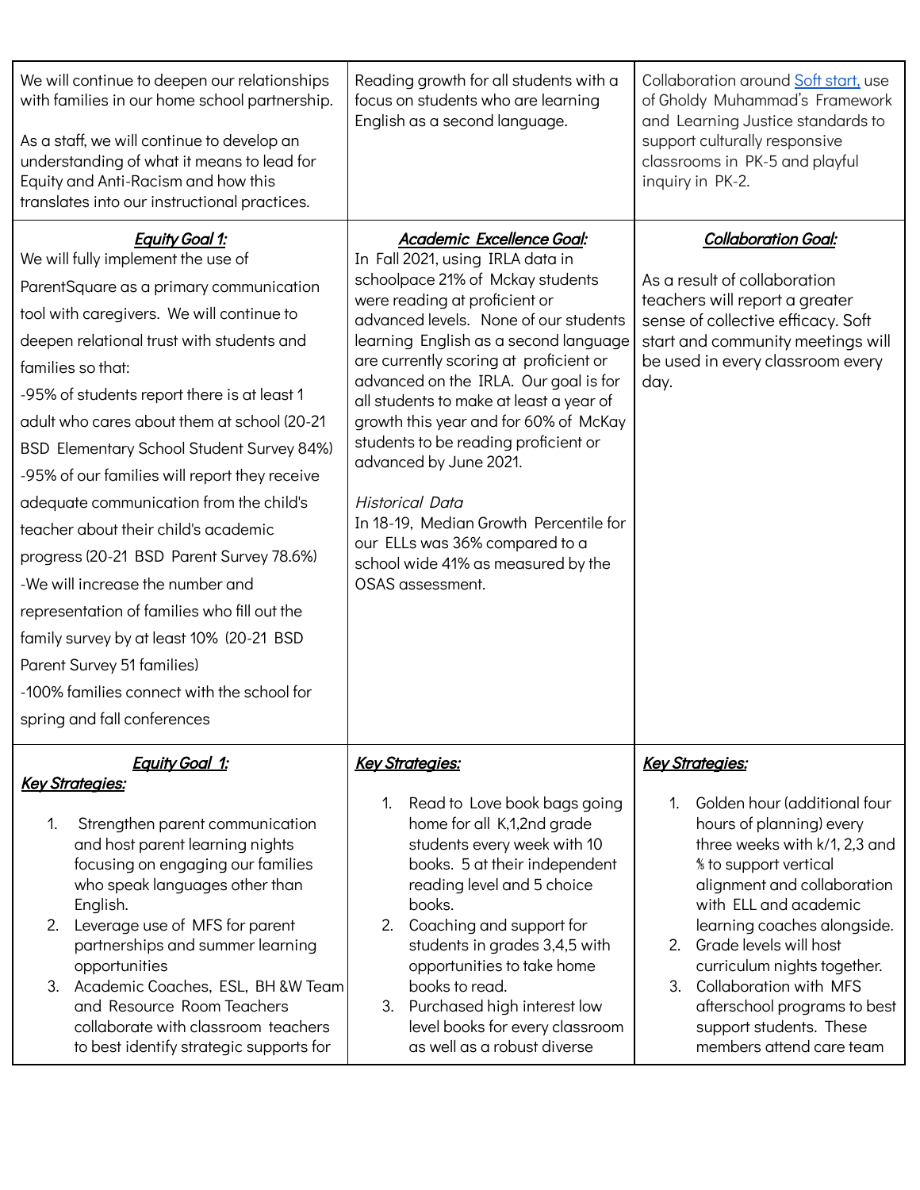| | | |
|---|---|---|
| We will continue to deepen our relationships with families in our home school partnership.<br><br>As a staff, we will continue to develop an understanding of what it means to lead for Equity and Anti-Racism and how this translates into our instructional practices. | Reading growth for all students with a focus on students who are learning English as a second language. | Collaboration around Soft start, use of Gholdy Muhammad's Framework and Learning Justice standards to support culturally responsive classrooms in PK-5 and playful inquiry in PK-2. |
| ***Equity Goal 1:***<br>We will fully implement the use of ParentSquare as a primary communication tool with caregivers. We will continue to deepen relational trust with students and families so that:<br>-95% of students report there is at least 1 adult who cares about them at school (20-21 BSD Elementary School Student Survey 84%)<br>-95% of our families will report they receive adequate communication from the child's teacher about their child's academic progress (20-21 BSD Parent Survey 78.6%)<br>-We will increase the number and representation of families who fill out the family survey by at least 10% (20-21 BSD Parent Survey 51 families)<br>-100% families connect with the school for spring and fall conferences | ***Academic Excellence Goal:***<br>In Fall 2021, using IRLA data in schoolpace 21% of Mckay students were reading at proficient or advanced levels. None of our students learning English as a second language are currently scoring at proficient or advanced on the IRLA. Our goal is for all students to make at least a year of growth this year and for 60% of McKay students to be reading proficient or advanced by June 2021.<br><br>*Historical Data*<br>In 18-19, Median Growth Percentile for our ELLs was 36% compared to a school wide 41% as measured by the OSAS assessment. | ***Collaboration Goal:***<br><br>As a result of collaboration teachers will report a greater sense of collective efficacy. Soft start and community meetings will be used in every classroom every day. |
| ***Equity Goal 1:***<br>***Key Strategies:***<br><br>1. Strengthen parent communication and host parent learning nights focusing on engaging our families who speak languages other than English.<br>2. Leverage use of MFS for parent partnerships and summer learning opportunities<br>3. Academic Coaches, ESL, BH &W Team and Resource Room Teachers collaborate with classroom teachers to best identify strategic supports for | ***Key Strategies:***<br><br>1. Read to Love book bags going home for all K,1,2nd grade students every week with 10 books. 5 at their independent reading level and 5 choice books.<br>2. Coaching and support for students in grades 3,4,5 with opportunities to take home books to read.<br>3. Purchased high interest low level books for every classroom as well as a robust diverse | ***Key Strategies:***<br><br>1. Golden hour (additional four hours of planning) every three weeks with k/1, 2,3 and 4/5 to support vertical alignment and collaboration with ELL and academic learning coaches alongside.<br>2. Grade levels will host curriculum nights together.<br>3. Collaboration with MFS afterschool programs to best support students. These members attend care team |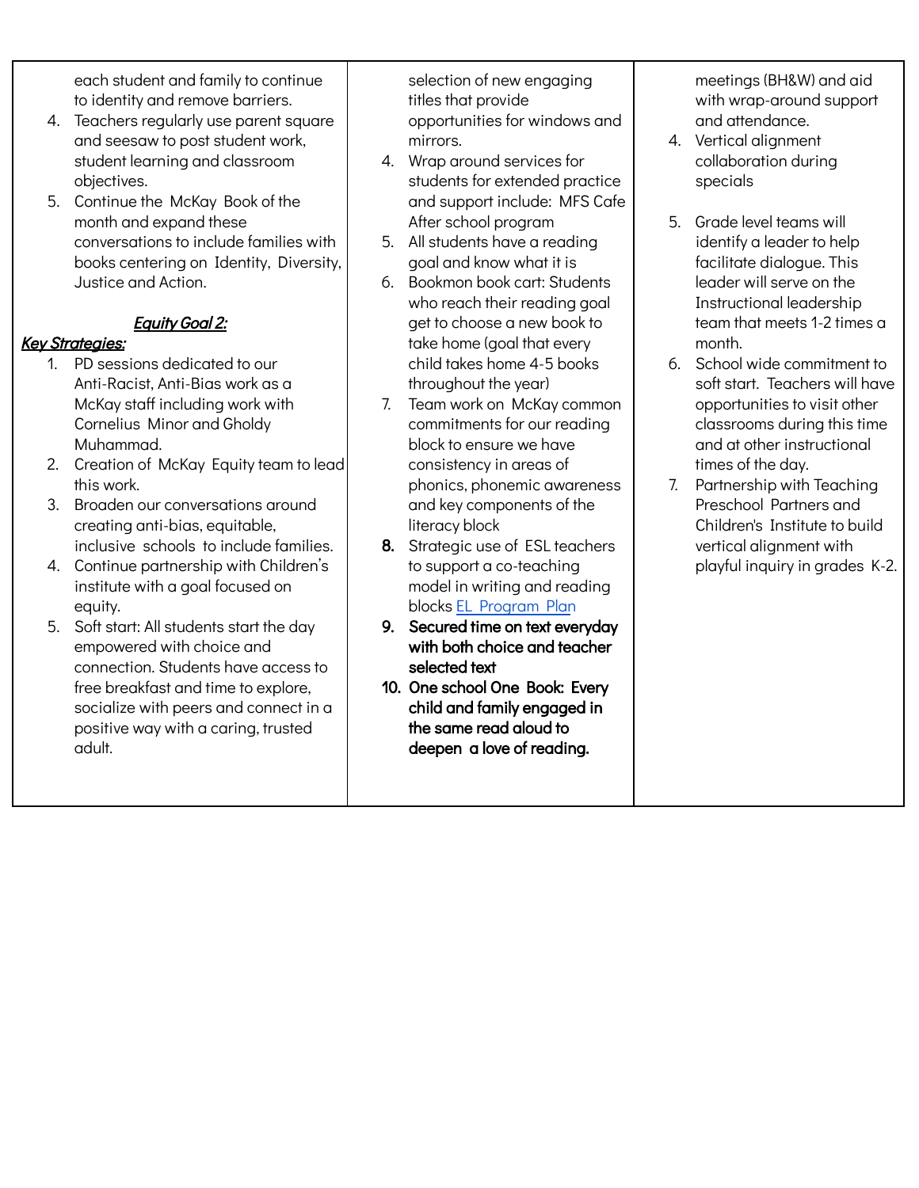| | | |
|---|---|---|
| each student and family to continue to identity and remove barriers.<br>4. Teachers regularly use parent square and seesaw to post student work, student learning and classroom objectives.<br>5. Continue the McKay Book of the month and expand these conversations to include families with books centering on Identity, Diversity, Justice and Action.<br><br>***Equity Goal 2:***<br>***Key Strategies:***<br>1. PD sessions dedicated to our Anti-Racist, Anti-Bias work as a McKay staff including work with Cornelius Minor and Gholdy Muhammad.<br>2. Creation of McKay Equity team to lead this work.<br>3. Broaden our conversations around creating anti-bias, equitable, inclusive schools to include families.<br>4. Continue partnership with Children's institute with a goal focused on equity.<br>5. Soft start: All students start the day empowered with choice and connection. Students have access to free breakfast and time to explore, socialize with peers and connect in a positive way with a caring, trusted adult. | selection of new engaging titles that provide opportunities for windows and mirrors.<br>4. Wrap around services for students for extended practice and support include: MFS Cafe After school program<br>5. All students have a reading goal and know what it is<br>6. Bookmon book cart: Students who reach their reading goal get to choose a new book to take home (goal that every child takes home 4-5 books throughout the year)<br>7. Team work on McKay common commitments for our reading block to ensure we have consistency in areas of phonics, phonemic awareness and key components of the literacy block<br>**8.** Strategic use of ESL teachers to support a co-teaching model in writing and reading blocks [EL Program Plan]<br>**9. Secured time on text everyday with both choice and teacher selected text**<br>**10. One school One Book: Every child and family engaged in the same read aloud to deepen a love of reading.** | meetings (BH&W) and aid with wrap-around support and attendance.<br>4. Vertical alignment collaboration during specials<br><br>5. Grade level teams will identify a leader to help facilitate dialogue. This leader will serve on the Instructional leadership team that meets 1-2 times a month.<br>6. School wide commitment to soft start. Teachers will have opportunities to visit other classrooms during this time and at other instructional times of the day.<br>7. Partnership with Teaching Preschool Partners and Children's Institute to build vertical alignment with playful inquiry in grades K-2. |